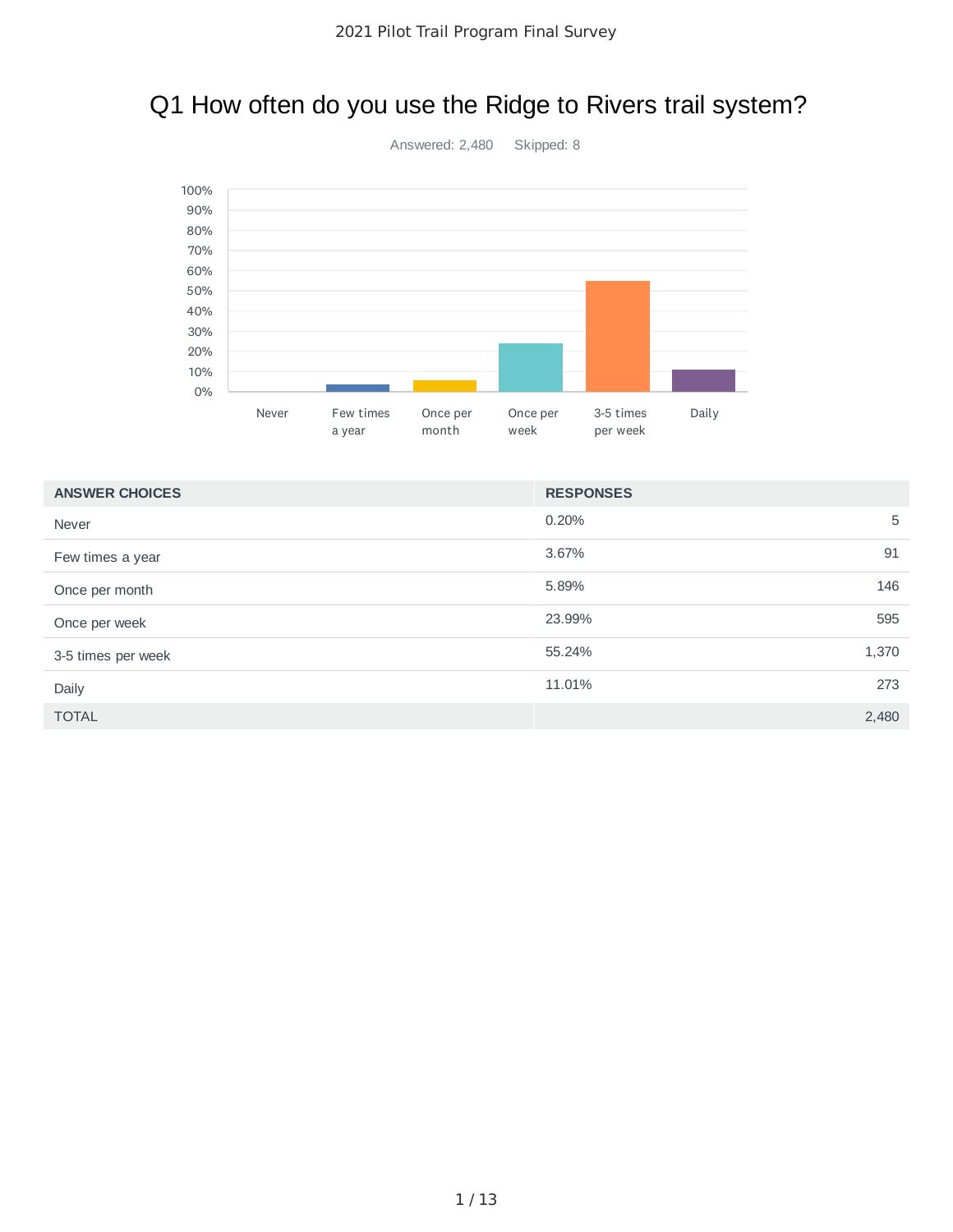# Q1 How often do you use the Ridge to Rivers trail system?

Answered: 2,480 Skipped: 8

| ANSWER CHOICES | RESPONSES | |
|---|---|---|
| Never | 0.20% | 5 |
| Few times a year | 3.67% | 91 |
| Once per month | 5.89% | 146 |
| Once per week | 23.99% | 595 |
| 3-5 times per week | 55.24% | 1,370 |
| Daily | 11.01% | 273 |
| TOTAL | | 2,480 |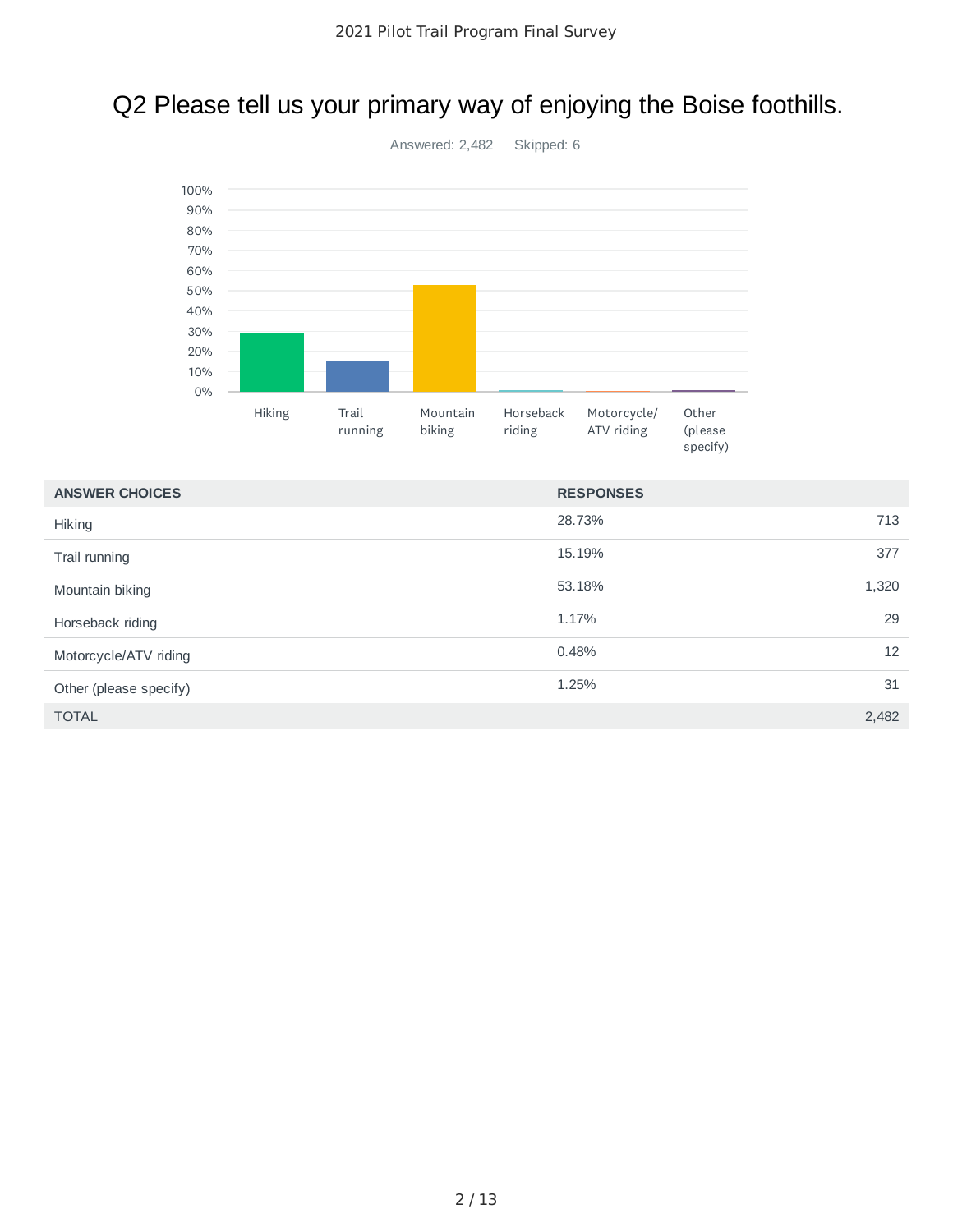## Q2 Please tell us your primary way of enjoying the Boise foothills.

Answered: 2,482 Skipped: 6

| ANSWER CHOICES | RESPONSES | |
|---|---|---|
| Hiking | 28.73% | 713 |
| Trail running | 15.19% | 377 |
| Mountain biking | 53.18% | 1,320 |
| Horseback riding | 1.17% | 29 |
| Motorcycle/ATV riding | 0.48% | 12 |
| Other (please specify) | 1.25% | 31 |
| TOTAL | | 2,482 |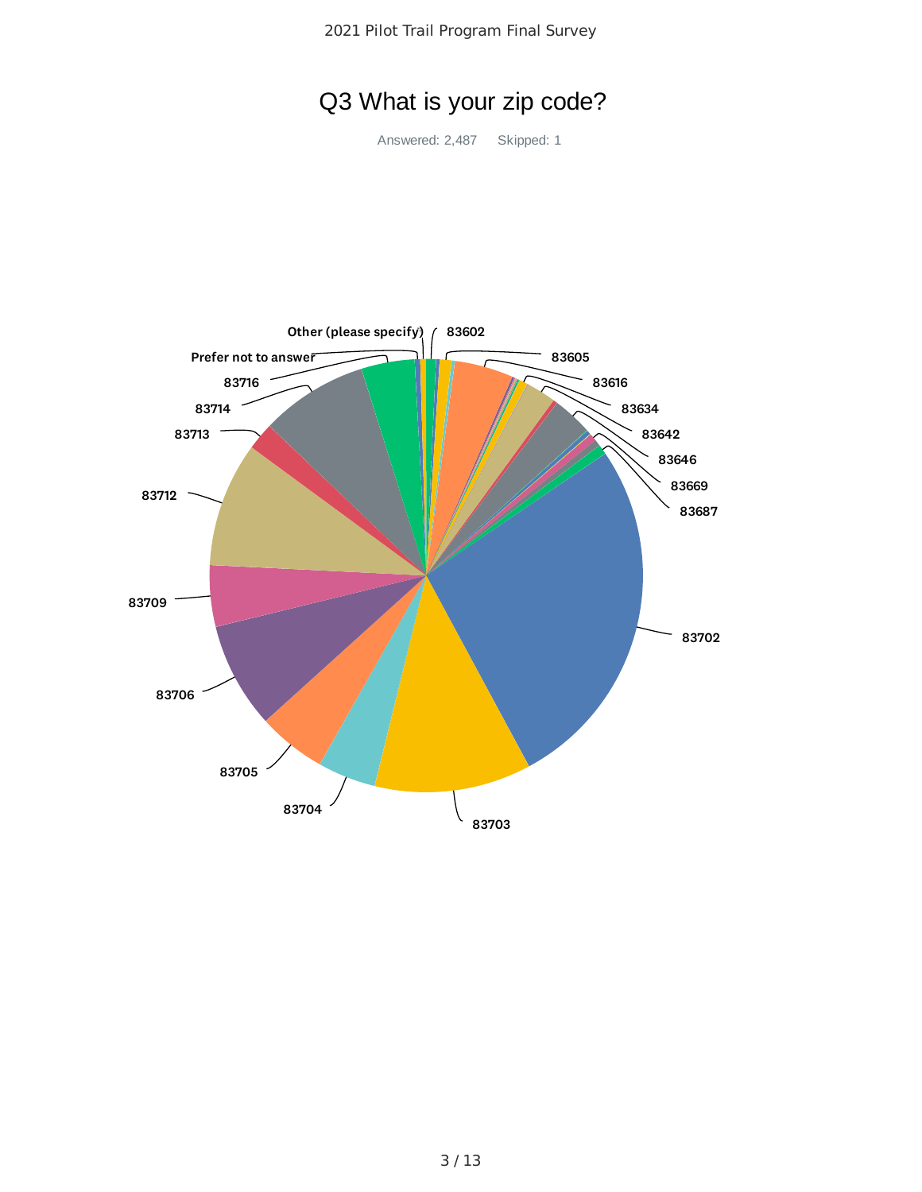# Q3 What is your zip code?

Answered: 2,487    Skipped: 1

Other (please specify)
Prefer not to answer
83716
83714
83713
83712
83709
83706
83705
83704
83703
83702
83687
83669
83646
83642
83634
83616
83605
83602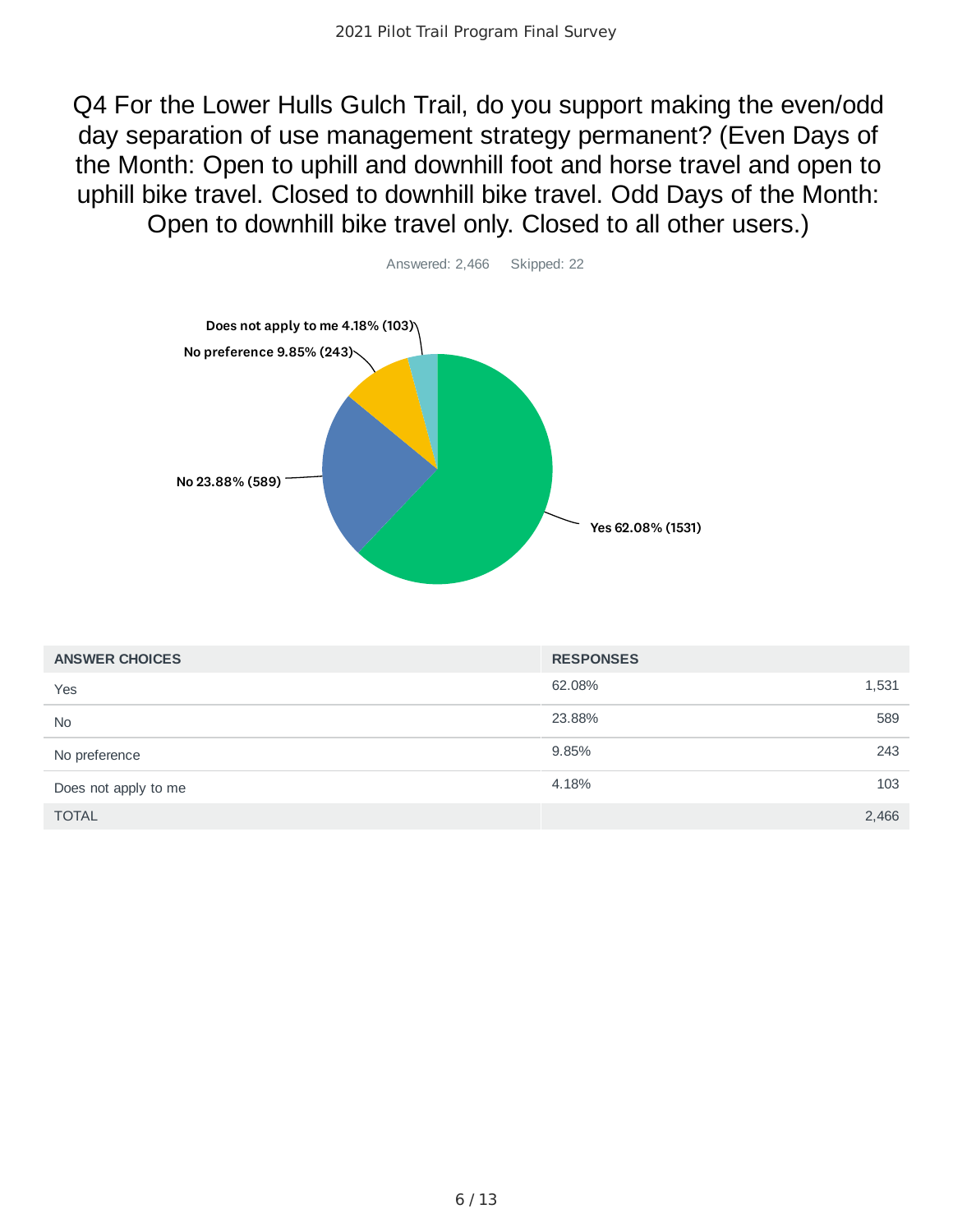## Q4 For the Lower Hulls Gulch Trail, do you support making the even/odd day separation of use management strategy permanent? (Even Days of the Month: Open to uphill and downhill foot and horse travel and open to uphill bike travel. Closed to downhill bike travel. Odd Days of the Month: Open to downhill bike travel only. Closed to all other users.)

Answered: 2,466 Skipped: 22

Does not apply to me 4.18% (103)

No preference 9.85% (243)

No 23.88% (589)

Yes 62.08% (1531)

| ANSWER CHOICES | RESPONSES | |
| --- | --- | --- |
| Yes | 62.08% | 1,531 |
| No | 23.88% | 589 |
| No preference | 9.85% | 243 |
| Does not apply to me | 4.18% | 103 |
| TOTAL | | 2,466 |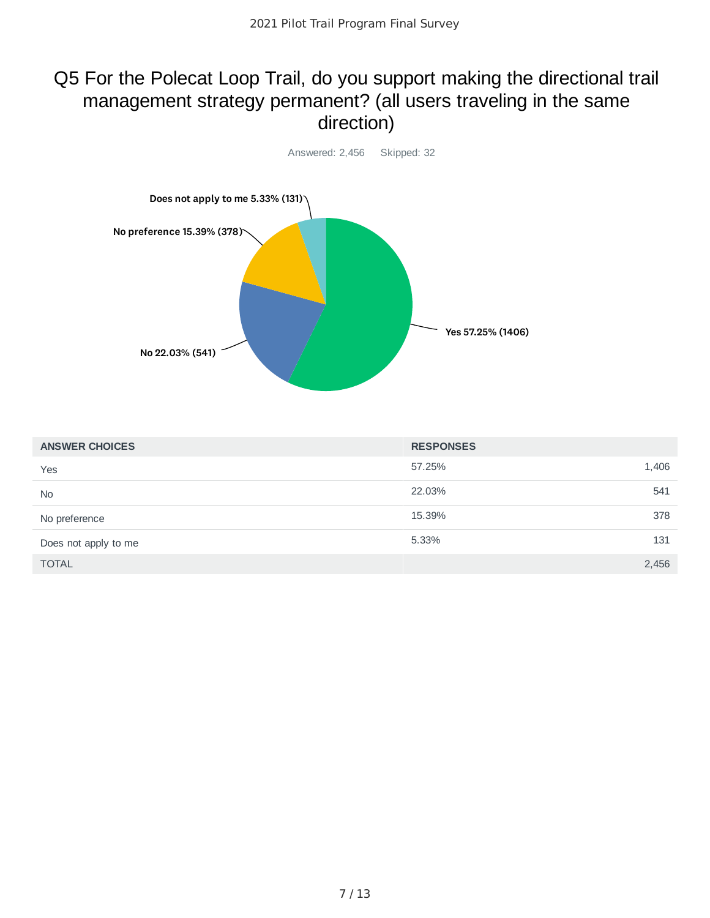## Q5 For the Polecat Loop Trail, do you support making the directional trail management strategy permanent? (all users traveling in the same direction)

Answered: 2,456 Skipped: 32

| ANSWER CHOICES | RESPONSES | |
|---|---|---|
| Yes | 57.25% | 1,406 |
| No | 22.03% | 541 |
| No preference | 15.39% | 378 |
| Does not apply to me | 5.33% | 131 |
| TOTAL | | 2,456 |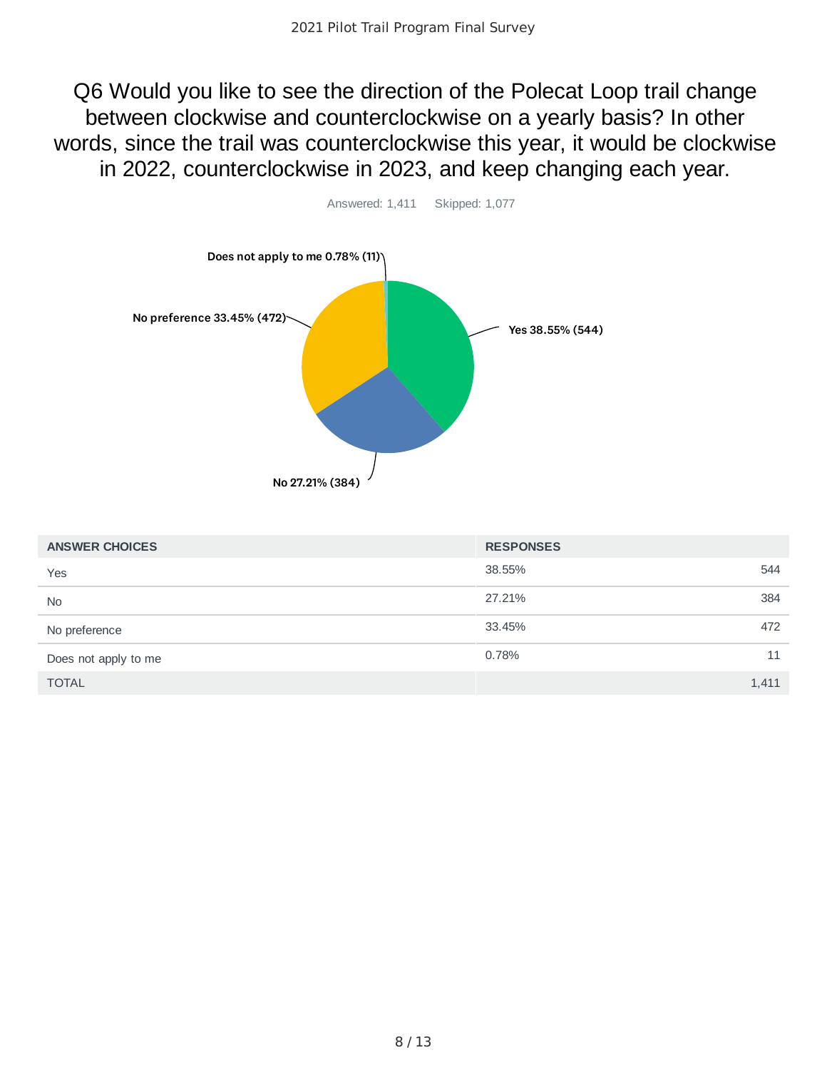## Q6 Would you like to see the direction of the Polecat Loop trail change between clockwise and counterclockwise on a yearly basis? In other words, since the trail was counterclockwise this year, it would be clockwise in 2022, counterclockwise in 2023, and keep changing each year.

Answered: 1,411 Skipped: 1,077

Does not apply to me 0.78% (11)

No preference 33.45% (472)

Yes 38.55% (544)

No 27.21% (384)

| ANSWER CHOICES | RESPONSES | |
|---|---|---|
| Yes | 38.55% | 544 |
| No | 27.21% | 384 |
| No preference | 33.45% | 472 |
| Does not apply to me | 0.78% | 11 |
| TOTAL | | 1,411 |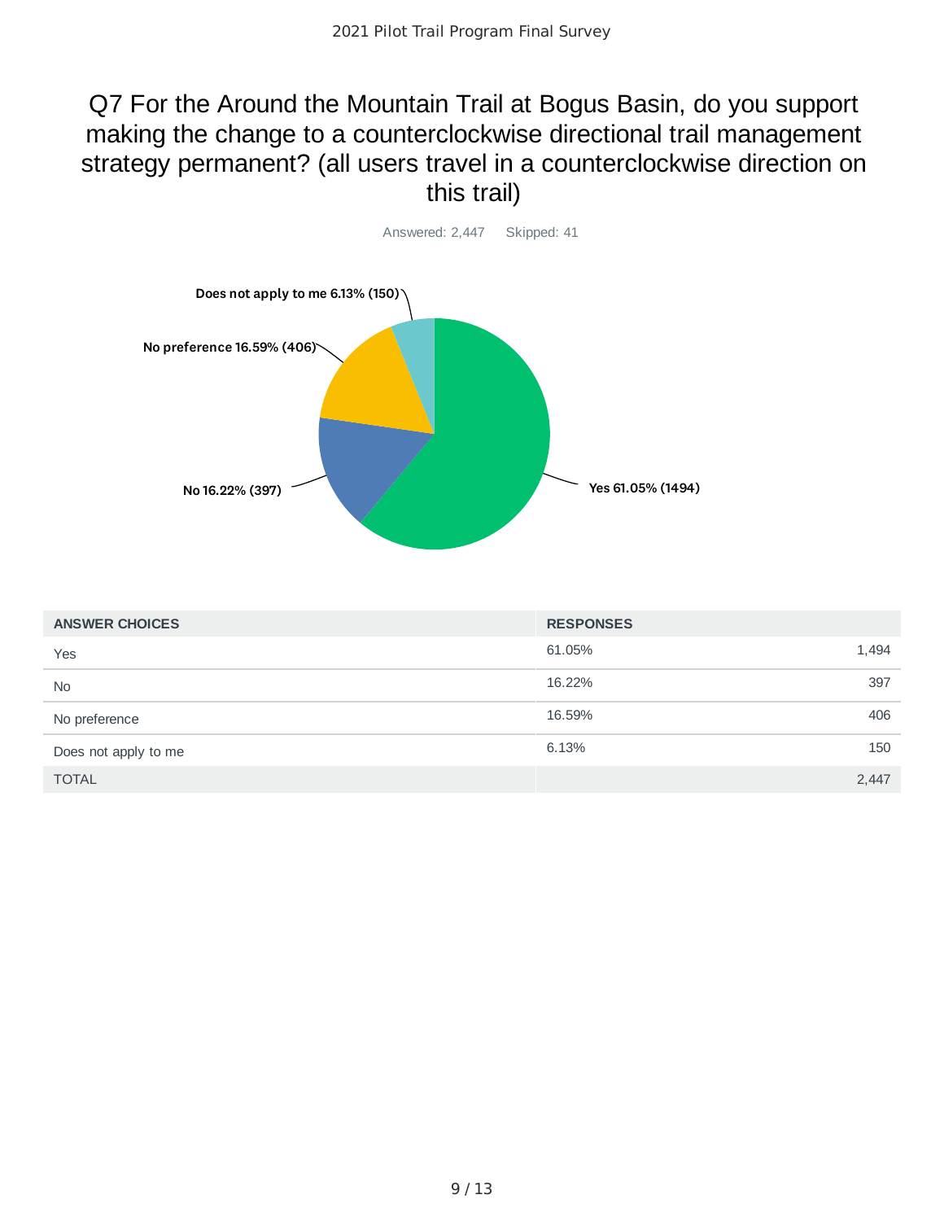# Q7 For the Around the Mountain Trail at Bogus Basin, do you support making the change to a counterclockwise directional trail management strategy permanent? (all users travel in a counterclockwise direction on this trail)

Answered: 2,447 Skipped: 41

Does not apply to me 6.13% (150)

No preference 16.59% (406)

No 16.22% (397)

Yes 61.05% (1494)

| ANSWER CHOICES | RESPONSES | |
|---|---|---|
| Yes | 61.05% | 1,494 |
| No | 16.22% | 397 |
| No preference | 16.59% | 406 |
| Does not apply to me | 6.13% | 150 |
| TOTAL | | 2,447 |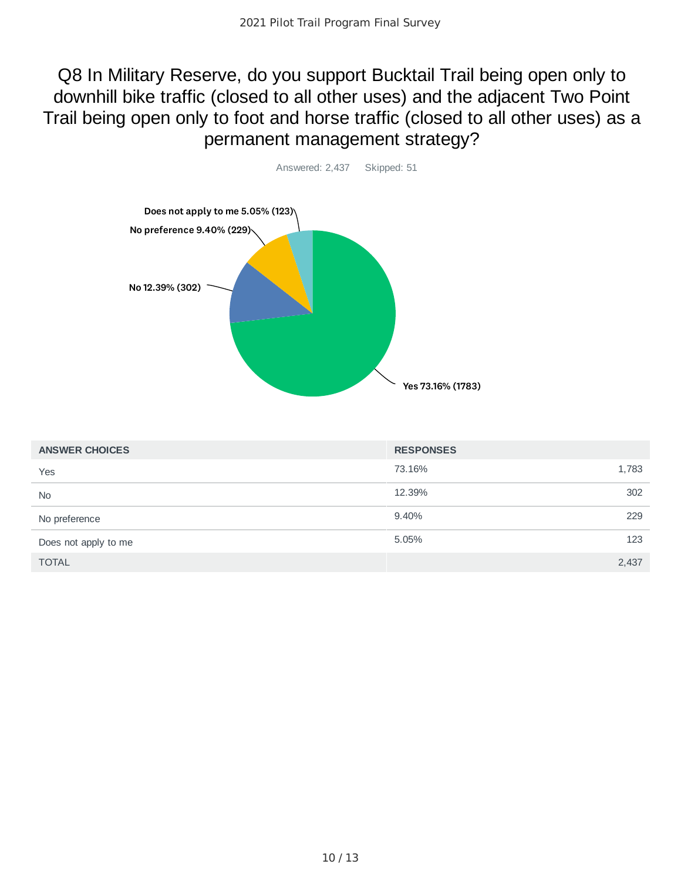## Q8 In Military Reserve, do you support Bucktail Trail being open only to downhill bike traffic (closed to all other uses) and the adjacent Two Point Trail being open only to foot and horse traffic (closed to all other uses) as a permanent management strategy?

Answered: 2,437 Skipped: 51

Does not apply to me 5.05% (123)

No preference 9.40% (229)

No 12.39% (302)

Yes 73.16% (1783)

| ANSWER CHOICES | RESPONSES | |
|---|---|---|
| Yes | 73.16% | 1,783 |
| No | 12.39% | 302 |
| No preference | 9.40% | 229 |
| Does not apply to me | 5.05% | 123 |
| TOTAL | | 2,437 |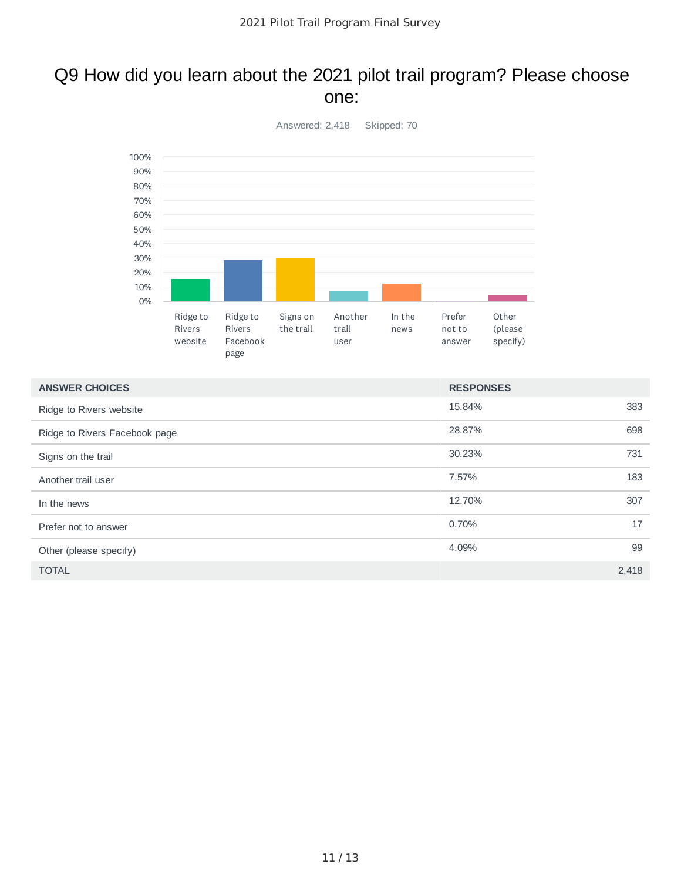## Q9 How did you learn about the 2021 pilot trail program? Please choose one:

Answered: 2,418 Skipped: 70

| ANSWER CHOICES | RESPONSES | |
|---|---|---|
| Ridge to Rivers website | 15.84% | 383 |
| Ridge to Rivers Facebook page | 28.87% | 698 |
| Signs on the trail | 30.23% | 731 |
| Another trail user | 7.57% | 183 |
| In the news | 12.70% | 307 |
| Prefer not to answer | 0.70% | 17 |
| Other (please specify) | 4.09% | 99 |
| TOTAL | | 2,418 |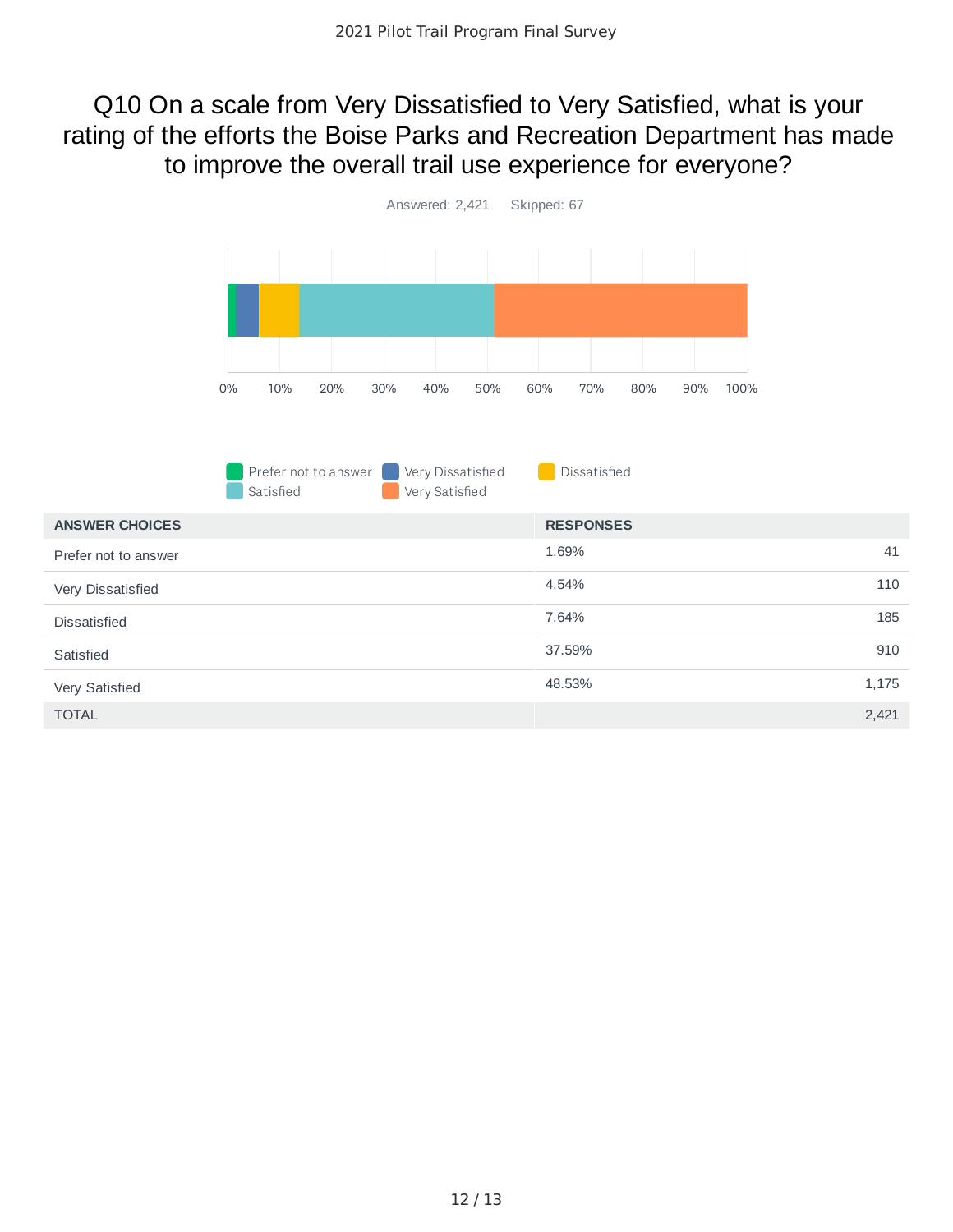## Q10 On a scale from Very Dissatisfied to Very Satisfied, what is your rating of the efforts the Boise Parks and Recreation Department has made to improve the overall trail use experience for everyone?

Answered: 2,421 Skipped: 67

0% 10% 20% 30% 40% 50% 60% 70% 80% 90% 100%

Prefer not to answer
Very Dissatisfied
Dissatisfied
Satisfied
Very Satisfied

| ANSWER CHOICES | RESPONSES | |
| --- | --- | --- |
| Prefer not to answer | 1.69% | 41 |
| Very Dissatisfied | 4.54% | 110 |
| Dissatisfied | 7.64% | 185 |
| Satisfied | 37.59% | 910 |
| Very Satisfied | 48.53% | 1,175 |
| TOTAL | | 2,421 |